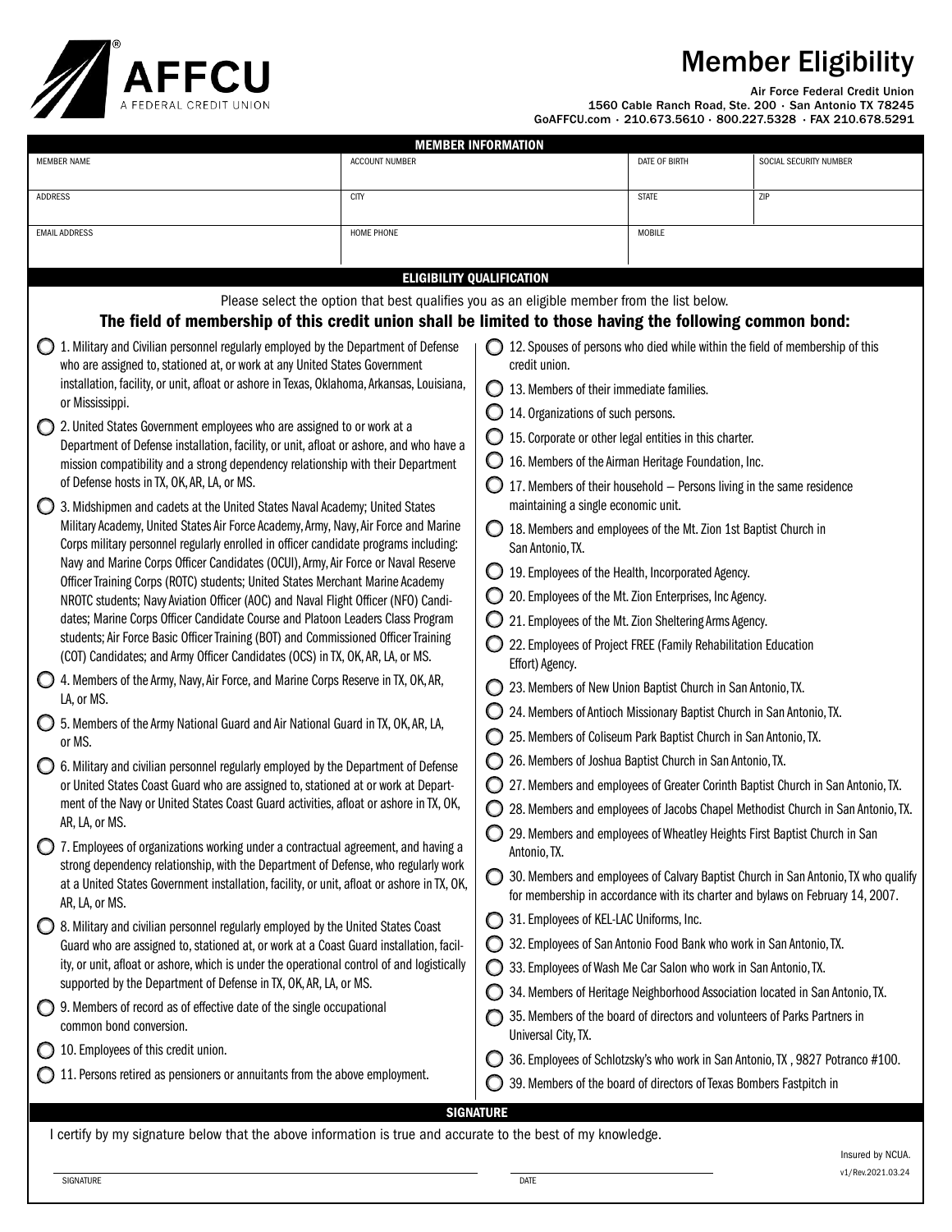AFFCU
A FEDERAL CREDIT UNION

# Member Eligibility

Air Force Federal Credit Union
1560 Cable Ranch Road, Ste. 200 · San Antonio TX 78245
GoAFFCU.com · 210.673.5610 · 800.227.5328 · FAX 210.678.5291

## MEMBER INFORMATION

| MEMBER NAME | ACCOUNT NUMBER | DATE OF BIRTH | SOCIAL SECURITY NUMBER |
|---|---|---|---|
| | | | |
| ADDRESS | CITY | STATE | ZIP |
| | | | |
| EMAIL ADDRESS | HOME PHONE | MOBILE | |
| | | | |

## ELIGIBILITY QUALIFICATION

Please select the option that best qualifies you as an eligible member from the list below.

**The field of membership of this credit union shall be limited to those having the following common bond:**

- ◯ 1. Military and Civilian personnel regularly employed by the Department of Defense who are assigned to, stationed at, or work at any United States Government installation, facility, or unit, afloat or ashore in Texas, Oklahoma, Arkansas, Louisiana, or Mississippi.
- ◯ 2. United States Government employees who are assigned to or work at a Department of Defense installation, facility, or unit, afloat or ashore, and who have a mission compatibility and a strong dependency relationship with their Department of Defense hosts in TX, OK, AR, LA, or MS.
- ◯ 3. Midshipmen and cadets at the United States Naval Academy; United States Military Academy, United States Air Force Academy, Army, Navy, Air Force and Marine Corps military personnel regularly enrolled in officer candidate programs including: Navy and Marine Corps Officer Candidates (OCUI), Army, Air Force or Naval Reserve Officer Training Corps (ROTC) students; United States Merchant Marine Academy NROTC students; Navy Aviation Officer (AOC) and Naval Flight Officer (NFO) Candidates; Marine Corps Officer Candidate Course and Platoon Leaders Class Program students; Air Force Basic Officer Training (BOT) and Commissioned Officer Training (COT) Candidates; and Army Officer Candidates (OCS) in TX, OK, AR, LA, or MS.
- ◯ 4. Members of the Army, Navy, Air Force, and Marine Corps Reserve in TX, OK, AR, LA, or MS.
- ◯ 5. Members of the Army National Guard and Air National Guard in TX, OK, AR, LA, or MS.
- ◯ 6. Military and civilian personnel regularly employed by the Department of Defense or United States Coast Guard who are assigned to, stationed at or work at Department of the Navy or United States Coast Guard activities, afloat or ashore in TX, OK, AR, LA, or MS.
- ◯ 7. Employees of organizations working under a contractual agreement, and having a strong dependency relationship, with the Department of Defense, who regularly work at a United States Government installation, facility, or unit, afloat or ashore in TX, OK, AR, LA, or MS.
- ◯ 8. Military and civilian personnel regularly employed by the United States Coast Guard who are assigned to, stationed at, or work at a Coast Guard installation, facility, or unit, afloat or ashore, which is under the operational control of and logistically supported by the Department of Defense in TX, OK, AR, LA, or MS.
- ◯ 9. Members of record as of effective date of the single occupational common bond conversion.
- ◯ 10. Employees of this credit union.
- ◯ 11. Persons retired as pensioners or annuitants from the above employment.
- ◯ 12. Spouses of persons who died while within the field of membership of this credit union.
- ◯ 13. Members of their immediate families.
- ◯ 14. Organizations of such persons.
- ◯ 15. Corporate or other legal entities in this charter.
- ◯ 16. Members of the Airman Heritage Foundation, Inc.
- ◯ 17. Members of their household – Persons living in the same residence maintaining a single economic unit.
- ◯ 18. Members and employees of the Mt. Zion 1st Baptist Church in San Antonio, TX.
- ◯ 19. Employees of the Health, Incorporated Agency.
- ◯ 20. Employees of the Mt. Zion Enterprises, Inc Agency.
- ◯ 21. Employees of the Mt. Zion Sheltering Arms Agency.
- ◯ 22. Employees of Project FREE (Family Rehabilitation Education Effort) Agency.
- ◯ 23. Members of New Union Baptist Church in San Antonio, TX.
- ◯ 24. Members of Antioch Missionary Baptist Church in San Antonio, TX.
- ◯ 25. Members of Coliseum Park Baptist Church in San Antonio, TX.
- ◯ 26. Members of Joshua Baptist Church in San Antonio, TX.
- ◯ 27. Members and employees of Greater Corinth Baptist Church in San Antonio, TX.
- ◯ 28. Members and employees of Jacobs Chapel Methodist Church in San Antonio, TX.
- ◯ 29. Members and employees of Wheatley Heights First Baptist Church in San Antonio, TX.
- ◯ 30. Members and employees of Calvary Baptist Church in San Antonio, TX who qualify for membership in accordance with its charter and bylaws on February 14, 2007.
- ◯ 31. Employees of KEL-LAC Uniforms, Inc.
- ◯ 32. Employees of San Antonio Food Bank who work in San Antonio, TX.
- ◯ 33. Employees of Wash Me Car Salon who work in San Antonio, TX.
- ◯ 34. Members of Heritage Neighborhood Association located in San Antonio, TX.
- ◯ 35. Members of the board of directors and volunteers of Parks Partners in Universal City, TX.
- ◯ 36. Employees of Schlotzsky's who work in San Antonio, TX , 9827 Potranco #100.
- ◯ 39. Members of the board of directors of Texas Bombers Fastpitch in

## SIGNATURE

I certify by my signature below that the above information is true and accurate to the best of my knowledge.

SIGNATURE ______________________ DATE ______________________

Insured by NCUA.

v1/Rev.2021.03.24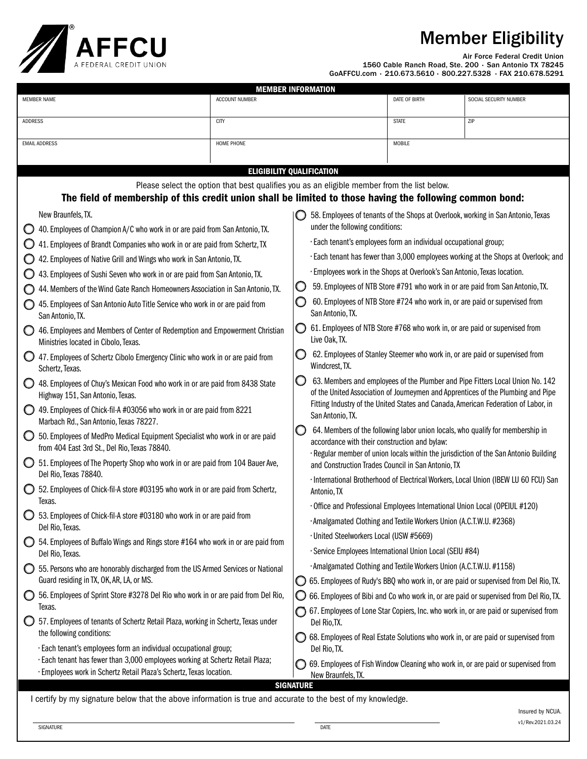# Member Eligibility

Air Force Federal Credit Union
1560 Cable Ranch Road, Ste. 200 · San Antonio TX 78245
GoAFFCU.com · 210.673.5610 · 800.227.5328 · FAX 210.678.5291

## MEMBER INFORMATION

| MEMBER NAME | ACCOUNT NUMBER | DATE OF BIRTH | SOCIAL SECURITY NUMBER |
|---|---|---|---|
| | | | |
| **ADDRESS** | **CITY** | **STATE** | **ZIP** |
| | | | |
| **EMAIL ADDRESS** | **HOME PHONE** | **MOBILE** | |
| | | | |

## ELIGIBILITY QUALIFICATION

Please select the option that best qualifies you as an eligible member from the list below.

**The field of membership of this credit union shall be limited to those having the following common bond:**

New Braunfels, TX.

- ◯ 40. Employees of Champion A/C who work in or are paid from San Antonio, TX.
- ◯ 41. Employees of Brandt Companies who work in or are paid from Schertz, TX
- ◯ 42. Employees of Native Grill and Wings who work in San Antonio, TX.
- ◯ 43. Employees of Sushi Seven who work in or are paid from San Antonio, TX.
- ◯ 44. Members of the Wind Gate Ranch Homeowners Association in San Antonio, TX.
- ◯ 45. Employees of San Antonio Auto Title Service who work in or are paid from San Antonio, TX.
- ◯ 46. Employees and Members of Center of Redemption and Empowerment Christian Ministries located in Cibolo, Texas.
- ◯ 47. Employees of Schertz Cibolo Emergency Clinic who work in or are paid from Schertz, Texas.
- ◯ 48. Employees of Chuy's Mexican Food who work in or are paid from 8438 State Highway 151, San Antonio, Texas.
- ◯ 49. Employees of Chick-fil-A #03056 who work in or are paid from 8221 Marbach Rd., San Antonio, Texas 78227.
- ◯ 50. Employees of MedPro Medical Equipment Specialist who work in or are paid from 404 East 3rd St., Del Rio, Texas 78840.
- ◯ 51. Employees of The Property Shop who work in or are paid from 104 Bauer Ave, Del Rio, Texas 78840.
- ◯ 52. Employees of Chick-fil-A store #03195 who work in or are paid from Schertz, Texas.
- ◯ 53. Employees of Chick-fil-A store #03180 who work in or are paid from Del Rio, Texas.
- ◯ 54. Employees of Buffalo Wings and Rings store #164 who work in or are paid from Del Rio, Texas.
- ◯ 55. Persons who are honorably discharged from the US Armed Services or National Guard residing in TX, OK, AR, LA, or MS.
- ◯ 56. Employees of Sprint Store #3278 Del Rio who work in or are paid from Del Rio, Texas.
- ◯ 57. Employees of tenants of Schertz Retail Plaza, working in Schertz, Texas under the following conditions:
  - Each tenant's employees form an individual occupational group;
  - Each tenant has fewer than 3,000 employees working at Schertz Retail Plaza;
  - Employees work in Schertz Retail Plaza's Schertz, Texas location.
- ◯ 58. Employees of tenants of the Shops at Overlook, working in San Antonio, Texas under the following conditions:
  - Each tenant's employees form an individual occupational group;
  - Each tenant has fewer than 3,000 employees working at the Shops at Overlook; and
  - Employees work in the Shops at Overlook's San Antonio, Texas location.
- ◯ 59. Employees of NTB Store #791 who work in or are paid from San Antonio, TX.
- ◯ 60. Employees of NTB Store #724 who work in, or are paid or supervised from San Antonio, TX.
- ◯ 61. Employees of NTB Store #768 who work in, or are paid or supervised from Live Oak, TX.
- ◯ 62. Employees of Stanley Steemer who work in, or are paid or supervised from Windcrest, TX.
- ◯ 63. Members and employees of the Plumber and Pipe Fitters Local Union No. 142 of the United Association of Journeymen and Apprentices of the Plumbing and Pipe Fitting Industry of the United States and Canada, American Federation of Labor, in San Antonio, TX.
- ◯ 64. Members of the following labor union locals, who qualify for membership in accordance with their construction and bylaw:
  - Regular member of union locals within the jurisdiction of the San Antonio Building and Construction Trades Council in San Antonio, TX
  - International Brotherhood of Electrical Workers, Local Union (IBEW LU 60 FCU) San Antonio, TX
  - Office and Professional Employees International Union Local (OPEIUL #120)
  - Amalgamated Clothing and Textile Workers Union (A.C.T.W.U. #2368)
  - United Steelworkers Local (USW #5669)
  - Service Employees International Union Local (SEIU #84)
  - Amalgamated Clothing and Textile Workers Union (A.C.T.W.U. #1158)
- ◯ 65. Employees of Rudy's BBQ who work in, or are paid or supervised from Del Rio, TX.
- ◯ 66. Employees of Bibi and Co who work in, or are paid or supervised from Del Rio, TX.
- ◯ 67. Employees of Lone Star Copiers, Inc. who work in, or are paid or supervised from Del Rio, TX.
- ◯ 68. Employees of Real Estate Solutions who work in, or are paid or supervised from Del Rio, TX.
- ◯ 69. Employees of Fish Window Cleaning who work in, or are paid or supervised from New Braunfels, TX.

## SIGNATURE

I certify by my signature below that the above information is true and accurate to the best of my knowledge.

SIGNATURE ______________________ DATE ______________________

Insured by NCUA.

v1/Rev.2021.03.24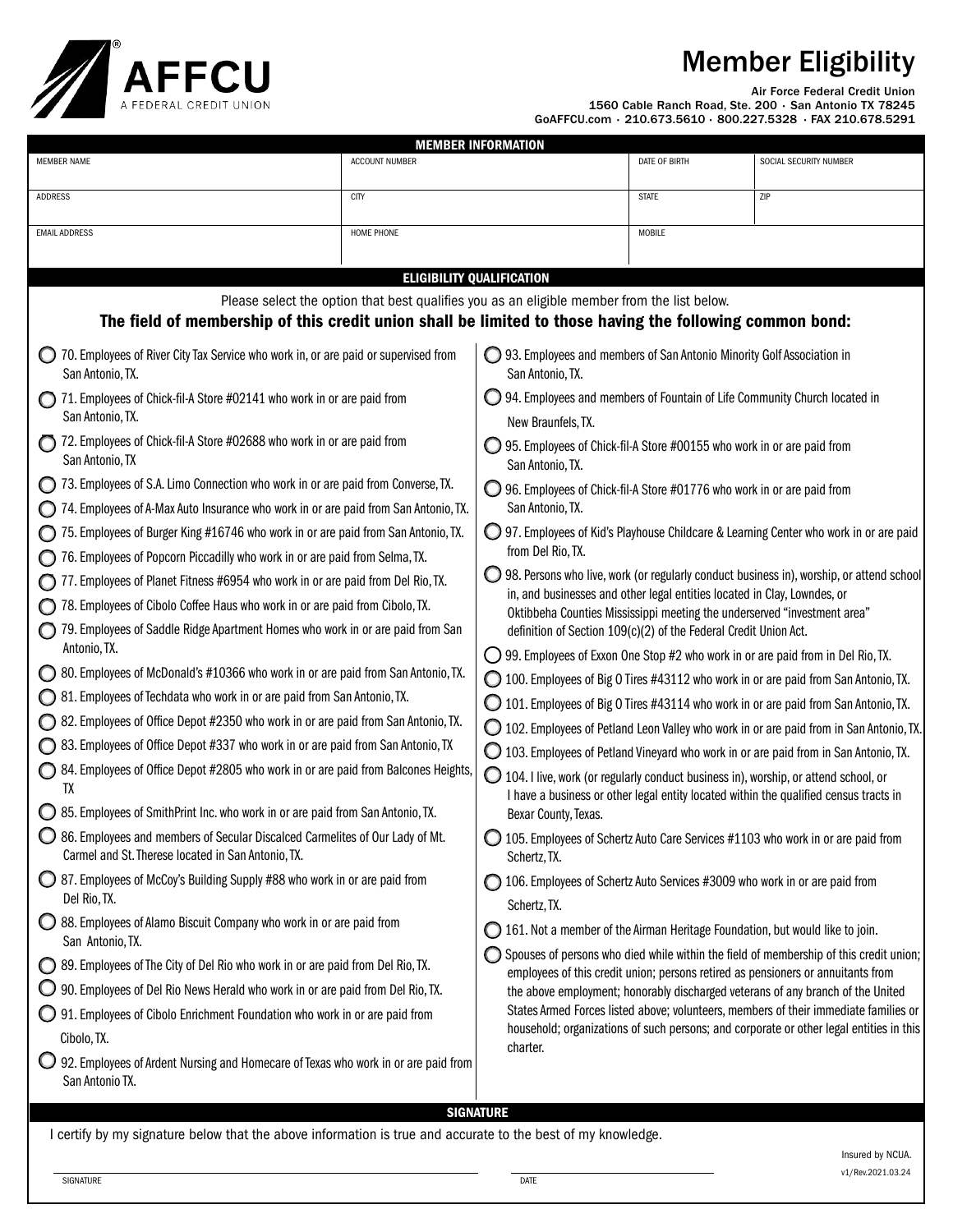# Member Eligibility

AFFCU® A FEDERAL CREDIT UNION

Air Force Federal Credit Union
1560 Cable Ranch Road, Ste. 200 · San Antonio TX 78245
GoAFFCU.com · 210.673.5610 · 800.227.5328 · FAX 210.678.5291

## MEMBER INFORMATION

| MEMBER NAME | ACCOUNT NUMBER | DATE OF BIRTH | SOCIAL SECURITY NUMBER |
|---|---|---|---|
| | | | |
| ADDRESS | CITY | STATE | ZIP |
| | | | |
| EMAIL ADDRESS | HOME PHONE | MOBILE | |
| | | | |

## ELIGIBILITY QUALIFICATION

Please select the option that best qualifies you as an eligible member from the list below.

**The field of membership of this credit union shall be limited to those having the following common bond:**

- ◯ 70. Employees of River City Tax Service who work in, or are paid or supervised from San Antonio, TX.
- ◯ 71. Employees of Chick-fil-A Store #02141 who work in or are paid from San Antonio, TX.
- ◯ 72. Employees of Chick-fil-A Store #02688 who work in or are paid from San Antonio, TX
- ◯ 73. Employees of S.A. Limo Connection who work in or are paid from Converse, TX.
- ◯ 74. Employees of A-Max Auto Insurance who work in or are paid from San Antonio, TX.
- ◯ 75. Employees of Burger King #16746 who work in or are paid from San Antonio, TX.
- ◯ 76. Employees of Popcorn Piccadilly who work in or are paid from Selma, TX.
- ◯ 77. Employees of Planet Fitness #6954 who work in or are paid from Del Rio, TX.
- ◯ 78. Employees of Cibolo Coffee Haus who work in or are paid from Cibolo, TX.
- ◯ 79. Employees of Saddle Ridge Apartment Homes who work in or are paid from San Antonio, TX.
- ◯ 80. Employees of McDonald's #10366 who work in or are paid from San Antonio, TX.
- ◯ 81. Employees of Techdata who work in or are paid from San Antonio, TX.
- ◯ 82. Employees of Office Depot #2350 who work in or are paid from San Antonio, TX.
- ◯ 83. Employees of Office Depot #337 who work in or are paid from San Antonio, TX
- ◯ 84. Employees of Office Depot #2805 who work in or are paid from Balcones Heights, TX
- ◯ 85. Employees of SmithPrint Inc. who work in or are paid from San Antonio, TX.
- ◯ 86. Employees and members of Secular Discalced Carmelites of Our Lady of Mt. Carmel and St. Therese located in San Antonio, TX.
- ◯ 87. Employees of McCoy's Building Supply #88 who work in or are paid from Del Rio, TX.
- ◯ 88. Employees of Alamo Biscuit Company who work in or are paid from San Antonio, TX.
- ◯ 89. Employees of The City of Del Rio who work in or are paid from Del Rio, TX.
- ◯ 90. Employees of Del Rio News Herald who work in or are paid from Del Rio, TX.
- ◯ 91. Employees of Cibolo Enrichment Foundation who work in or are paid from Cibolo, TX.
- ◯ 92. Employees of Ardent Nursing and Homecare of Texas who work in or are paid from San Antonio TX.
- ◯ 93. Employees and members of San Antonio Minority Golf Association in San Antonio, TX.
- ◯ 94. Employees and members of Fountain of Life Community Church located in New Braunfels, TX.
- ◯ 95. Employees of Chick-fil-A Store #00155 who work in or are paid from San Antonio, TX.
- ◯ 96. Employees of Chick-fil-A Store #01776 who work in or are paid from San Antonio, TX.
- ◯ 97. Employees of Kid's Playhouse Childcare & Learning Center who work in or are paid from Del Rio, TX.
- ◯ 98. Persons who live, work (or regularly conduct business in), worship, or attend school in, and businesses and other legal entities located in Clay, Lowndes, or Oktibbeha Counties Mississippi meeting the underserved "investment area" definition of Section 109(c)(2) of the Federal Credit Union Act.
- ◯ 99. Employees of Exxon One Stop #2 who work in or are paid from in Del Rio, TX.
- ◯ 100. Employees of Big O Tires #43112 who work in or are paid from San Antonio, TX.
- ◯ 101. Employees of Big O Tires #43114 who work in or are paid from San Antonio, TX.
- ◯ 102. Employees of Petland Leon Valley who work in or are paid from in San Antonio, TX.
- ◯ 103. Employees of Petland Vineyard who work in or are paid from in San Antonio, TX.
- ◯ 104. I live, work (or regularly conduct business in), worship, or attend school, or I have a business or other legal entity located within the qualified census tracts in Bexar County, Texas.
- ◯ 105. Employees of Schertz Auto Care Services #1103 who work in or are paid from Schertz, TX.
- ◯ 106. Employees of Schertz Auto Services #3009 who work in or are paid from Schertz, TX.
- ◯ 161. Not a member of the Airman Heritage Foundation, but would like to join.
- ◯ Spouses of persons who died while within the field of membership of this credit union; employees of this credit union; persons retired as pensioners or annuitants from the above employment; honorably discharged veterans of any branch of the United States Armed Forces listed above; volunteers, members of their immediate families or household; organizations of such persons; and corporate or other legal entities in this charter.

## SIGNATURE

I certify by my signature below that the above information is true and accurate to the best of my knowledge.

SIGNATURE ______________________ DATE ______________________

Insured by NCUA.

v1/Rev.2021.03.24